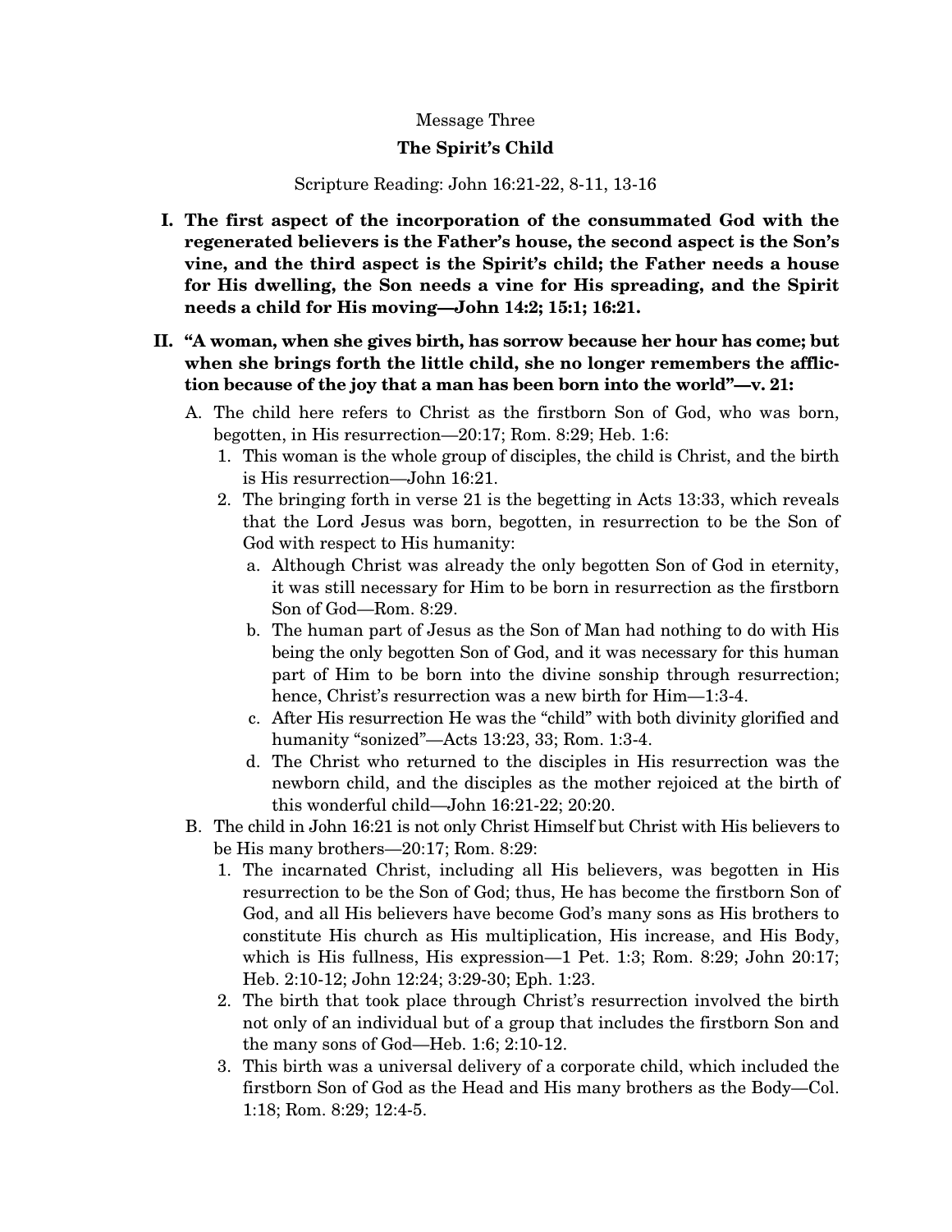Message Three

# The Spirit's Child

Scripture Reading: John 16:21-22, 8-11, 13-16

**I. The first aspect of the incorporation of the consummated God with the regenerated believers is the Father's house, the second aspect is the Son's vine, and the third aspect is the Spirit's child; the Father needs a house for His dwelling, the Son needs a vine for His spreading, and the Spirit needs a child for His moving—John 14:2; 15:1; 16:21.**

**II. "A woman, when she gives birth, has sorrow because her hour has come; but when she brings forth the little child, she no longer remembers the affliction because of the joy that a man has been born into the world"—v. 21:**

A. The child here refers to Christ as the firstborn Son of God, who was born, begotten, in His resurrection—20:17; Rom. 8:29; Heb. 1:6:

1. This woman is the whole group of disciples, the child is Christ, and the birth is His resurrection—John 16:21.
2. The bringing forth in verse 21 is the begetting in Acts 13:33, which reveals that the Lord Jesus was born, begotten, in resurrection to be the Son of God with respect to His humanity:
   a. Although Christ was already the only begotten Son of God in eternity, it was still necessary for Him to be born in resurrection as the firstborn Son of God—Rom. 8:29.
   b. The human part of Jesus as the Son of Man had nothing to do with His being the only begotten Son of God, and it was necessary for this human part of Him to be born into the divine sonship through resurrection; hence, Christ's resurrection was a new birth for Him—1:3-4.
   c. After His resurrection He was the "child" with both divinity glorified and humanity "sonized"—Acts 13:23, 33; Rom. 1:3-4.
   d. The Christ who returned to the disciples in His resurrection was the newborn child, and the disciples as the mother rejoiced at the birth of this wonderful child—John 16:21-22; 20:20.

B. The child in John 16:21 is not only Christ Himself but Christ with His believers to be His many brothers—20:17; Rom. 8:29:

1. The incarnated Christ, including all His believers, was begotten in His resurrection to be the Son of God; thus, He has become the firstborn Son of God, and all His believers have become God's many sons as His brothers to constitute His church as His multiplication, His increase, and His Body, which is His fullness, His expression—1 Pet. 1:3; Rom. 8:29; John 20:17; Heb. 2:10-12; John 12:24; 3:29-30; Eph. 1:23.
2. The birth that took place through Christ's resurrection involved the birth not only of an individual but of a group that includes the firstborn Son and the many sons of God—Heb. 1:6; 2:10-12.
3. This birth was a universal delivery of a corporate child, which included the firstborn Son of God as the Head and His many brothers as the Body—Col. 1:18; Rom. 8:29; 12:4-5.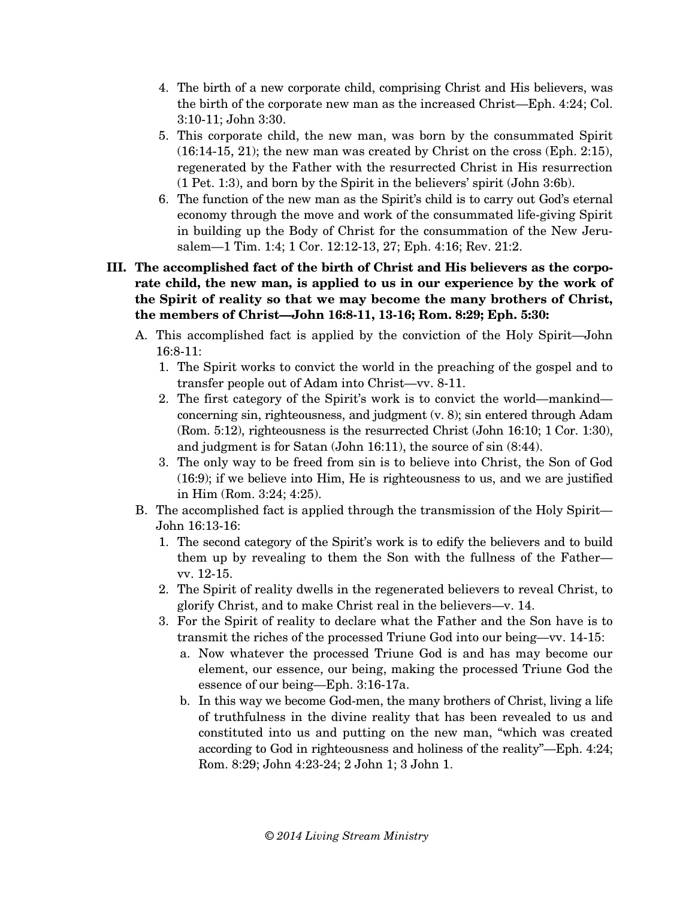4. The birth of a new corporate child, comprising Christ and His believers, was the birth of the corporate new man as the increased Christ—Eph. 4:24; Col. 3:10-11; John 3:30.
5. This corporate child, the new man, was born by the consummated Spirit (16:14-15, 21); the new man was created by Christ on the cross (Eph. 2:15), regenerated by the Father with the resurrected Christ in His resurrection (1 Pet. 1:3), and born by the Spirit in the believers' spirit (John 3:6b).
6. The function of the new man as the Spirit's child is to carry out God's eternal economy through the move and work of the consummated life-giving Spirit in building up the Body of Christ for the consummation of the New Jerusalem—1 Tim. 1:4; 1 Cor. 12:12-13, 27; Eph. 4:16; Rev. 21:2.

**III. The accomplished fact of the birth of Christ and His believers as the corporate child, the new man, is applied to us in our experience by the work of the Spirit of reality so that we may become the many brothers of Christ, the members of Christ—John 16:8-11, 13-16; Rom. 8:29; Eph. 5:30:**

A. This accomplished fact is applied by the conviction of the Holy Spirit—John 16:8-11:
   1. The Spirit works to convict the world in the preaching of the gospel and to transfer people out of Adam into Christ—vv. 8-11.
   2. The first category of the Spirit's work is to convict the world—mankind—concerning sin, righteousness, and judgment (v. 8); sin entered through Adam (Rom. 5:12), righteousness is the resurrected Christ (John 16:10; 1 Cor. 1:30), and judgment is for Satan (John 16:11), the source of sin (8:44).
   3. The only way to be freed from sin is to believe into Christ, the Son of God (16:9); if we believe into Him, He is righteousness to us, and we are justified in Him (Rom. 3:24; 4:25).

B. The accomplished fact is applied through the transmission of the Holy Spirit—John 16:13-16:
   1. The second category of the Spirit's work is to edify the believers and to build them up by revealing to them the Son with the fullness of the Father—vv. 12-15.
   2. The Spirit of reality dwells in the regenerated believers to reveal Christ, to glorify Christ, and to make Christ real in the believers—v. 14.
   3. For the Spirit of reality to declare what the Father and the Son have is to transmit the riches of the processed Triune God into our being—vv. 14-15:
      a. Now whatever the processed Triune God is and has may become our element, our essence, our being, making the processed Triune God the essence of our being—Eph. 3:16-17a.
      b. In this way we become God-men, the many brothers of Christ, living a life of truthfulness in the divine reality that has been revealed to us and constituted into us and putting on the new man, "which was created according to God in righteousness and holiness of the reality"—Eph. 4:24; Rom. 8:29; John 4:23-24; 2 John 1; 3 John 1.

*© 2014 Living Stream Ministry*